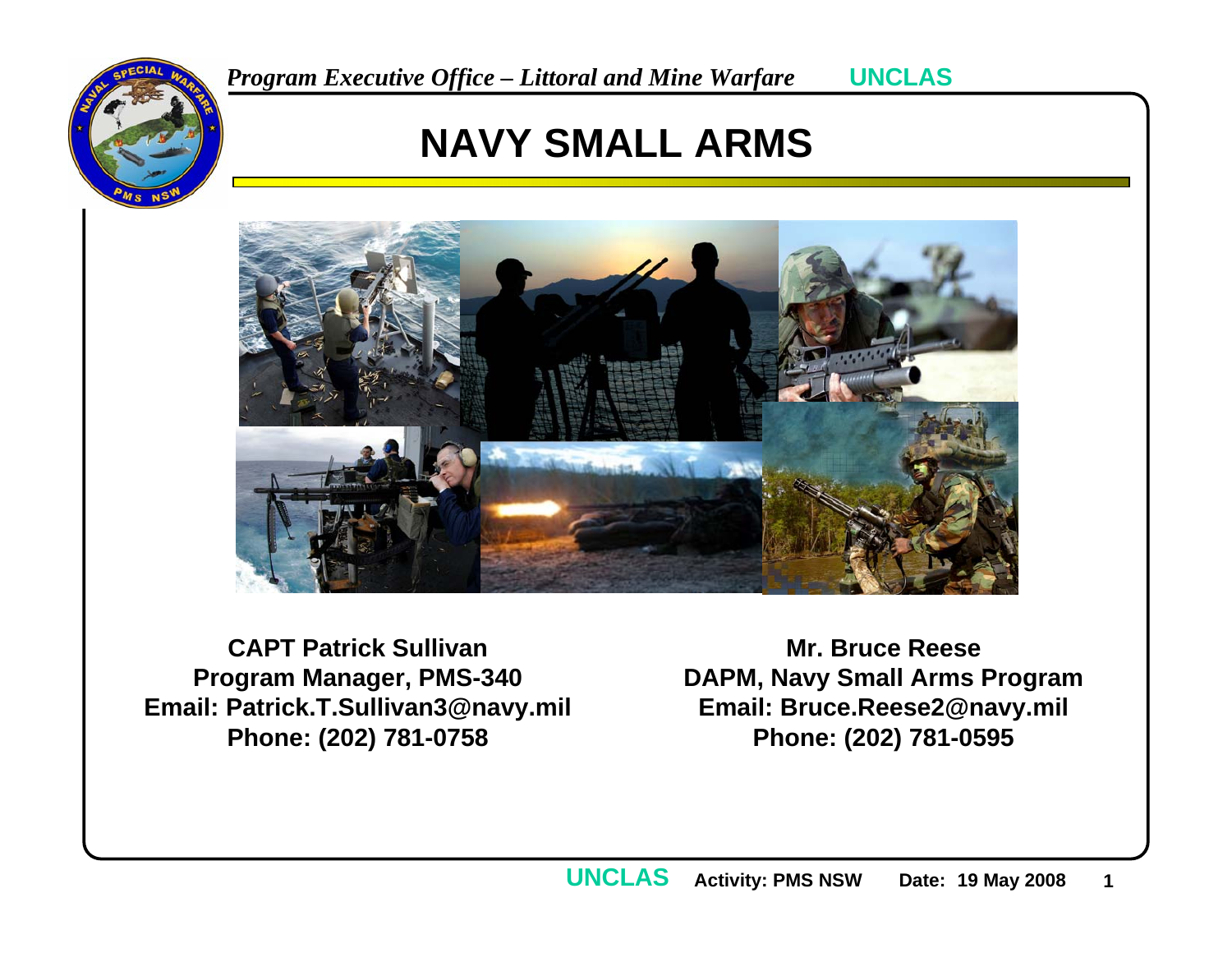# NAVY SMALL ARMS

**CAPT Patrick Sullivan**
**Program Manager, PMS-340**
**Email: Patrick.T.Sullivan3@navy.mil**
**Phone: (202) 781-0758**

**Mr. Bruce Reese**
**DAPM, Navy Small Arms Program**
**Email: Bruce.Reese2@navy.mil**
**Phone: (202) 781-0595**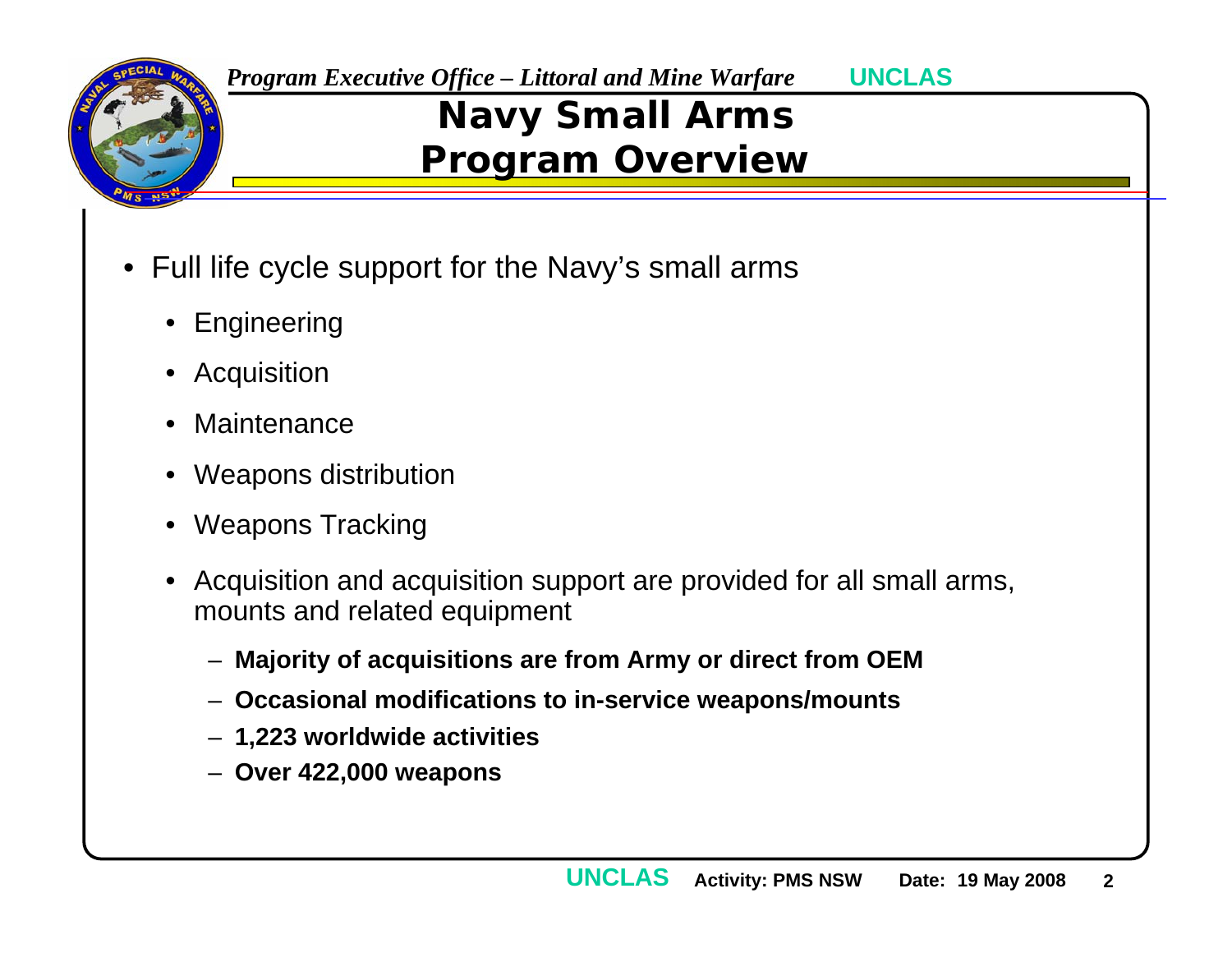# Navy Small Arms Program Overview

- Full life cycle support for the Navy's small arms
  - Engineering
  - Acquisition
  - Maintenance
  - Weapons distribution
  - Weapons Tracking
  - Acquisition and acquisition support are provided for all small arms, mounts and related equipment
    - **Majority of acquisitions are from Army or direct from OEM**
    - **Occasional modifications to in-service weapons/mounts**
    - **1,223 worldwide activities**
    - **Over 422,000 weapons**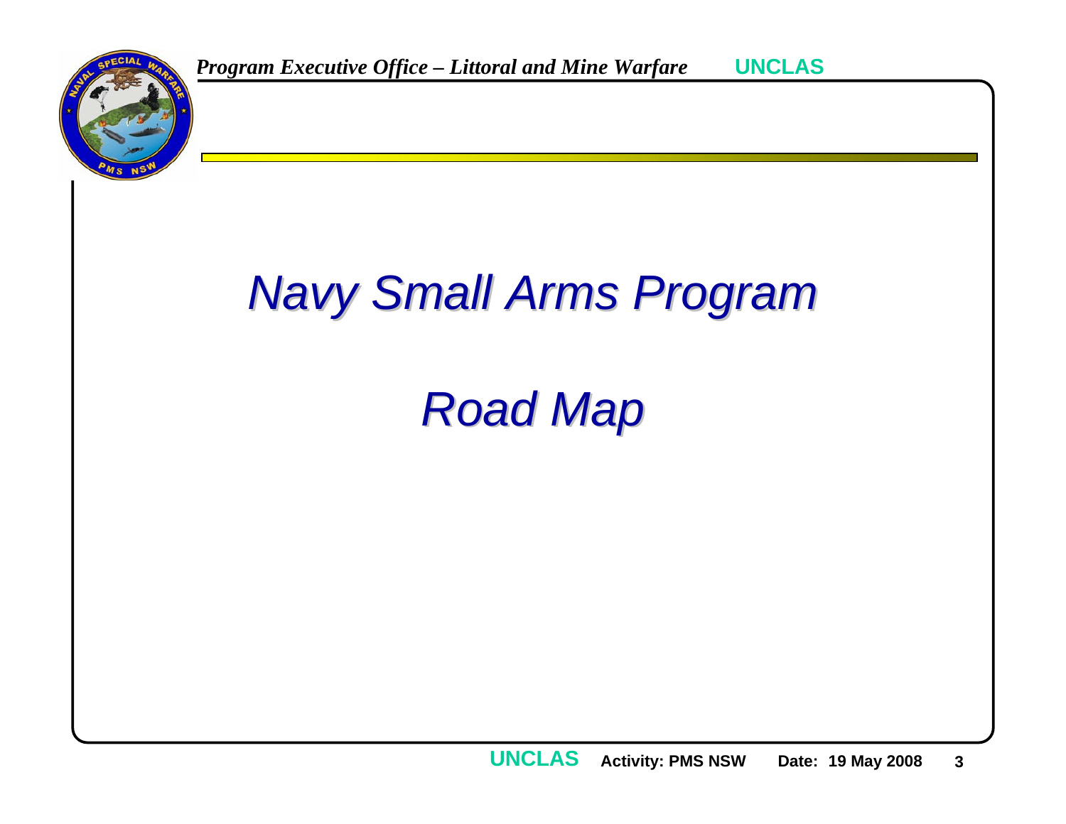# *Navy Small Arms Program*

# *Road Map*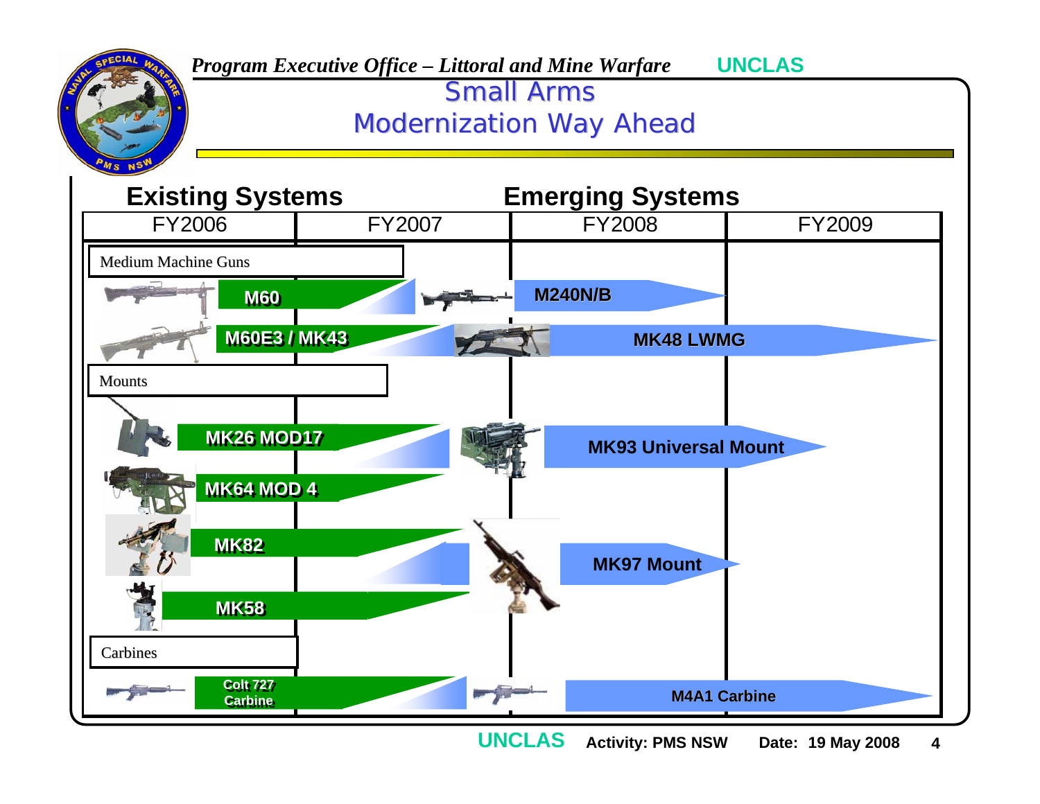# Small Arms Modernization Way Ahead

| Existing Systems | | Emerging Systems | |
|---|---|---|---|
| FY2006 | FY2007 | FY2008 | FY2009 |

**Medium Machine Guns**

- M60 → M240N/B
- M60E3 / MK43 → MK48 LWMG

**Mounts**

- MK26 MOD17 → MK93 Universal Mount
- MK64 MOD 4
- MK82 → MK97 Mount
- MK58

**Carbines**

- Colt 727 Carbine → M4A1 Carbine

UNCLAS Activity: PMS NSW Date: 19 May 2008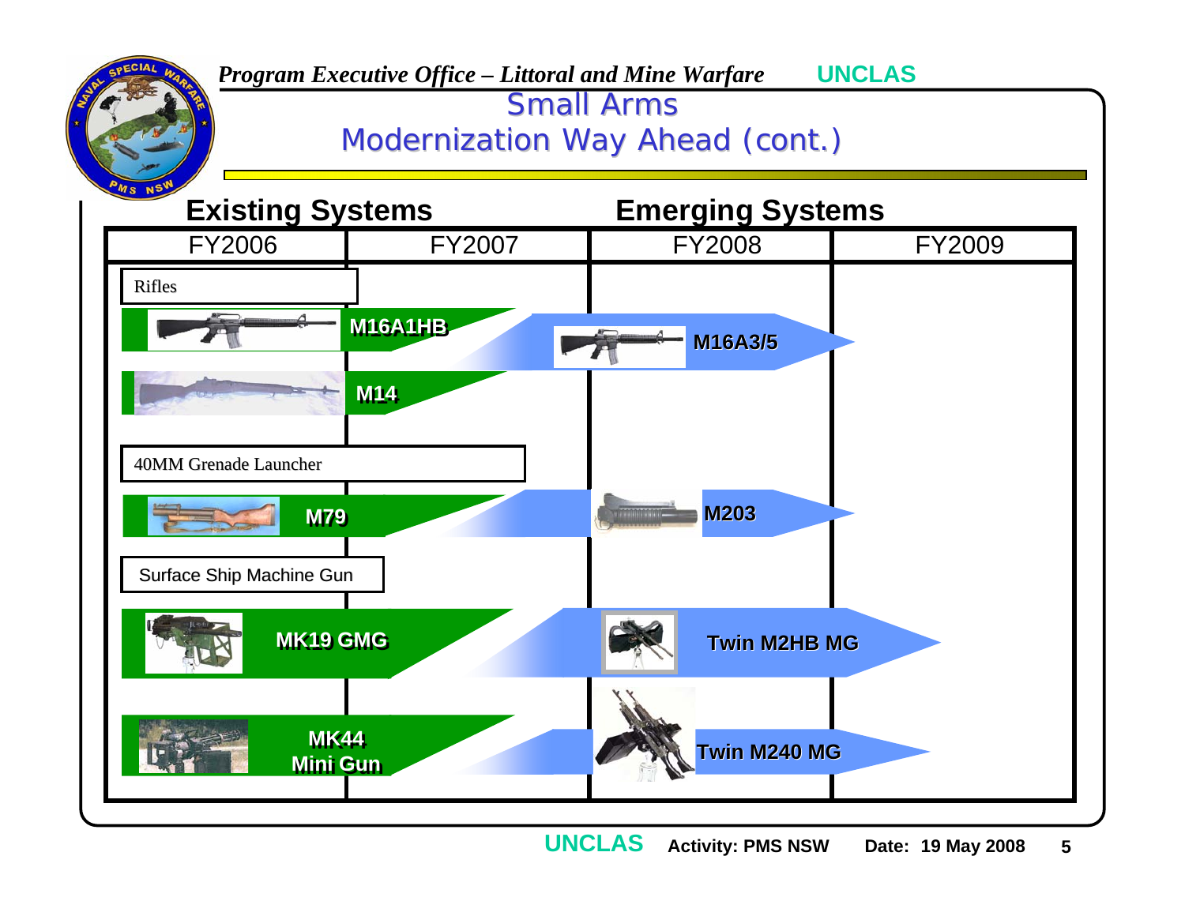# Small Arms
## Modernization Way Ahead (cont.)

| Existing Systems | | Emerging Systems | |
|---|---|---|---|
| FY2006 | FY2007 | FY2008 | FY2009 |

**Rifles**

- M16A1HB → M16A3/5
- M14

**40MM Grenade Launcher**

- M79 → M203

**Surface Ship Machine Gun**

- MK19 GMG → Twin M2HB MG
- MK44 Mini Gun → Twin M240 MG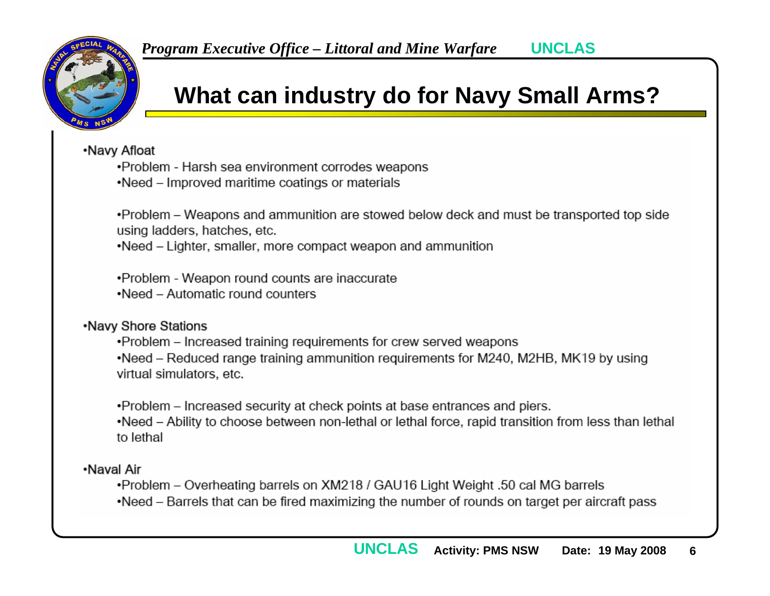# What can industry do for Navy Small Arms?

- Navy Afloat
  - Problem - Harsh sea environment corrodes weapons
  - Need – Improved maritime coatings or materials

  - Problem – Weapons and ammunition are stowed below deck and must be transported top side using ladders, hatches, etc.
  - Need – Lighter, smaller, more compact weapon and ammunition

  - Problem - Weapon round counts are inaccurate
  - Need – Automatic round counters

- Navy Shore Stations
  - Problem – Increased training requirements for crew served weapons
  - Need – Reduced range training ammunition requirements for M240, M2HB, MK19 by using virtual simulators, etc.

  - Problem – Increased security at check points at base entrances and piers.
  - Need – Ability to choose between non-lethal or lethal force, rapid transition from less than lethal to lethal

- Naval Air
  - Problem – Overheating barrels on XM218 / GAU16 Light Weight .50 cal MG barrels
  - Need – Barrels that can be fired maximizing the number of rounds on target per aircraft pass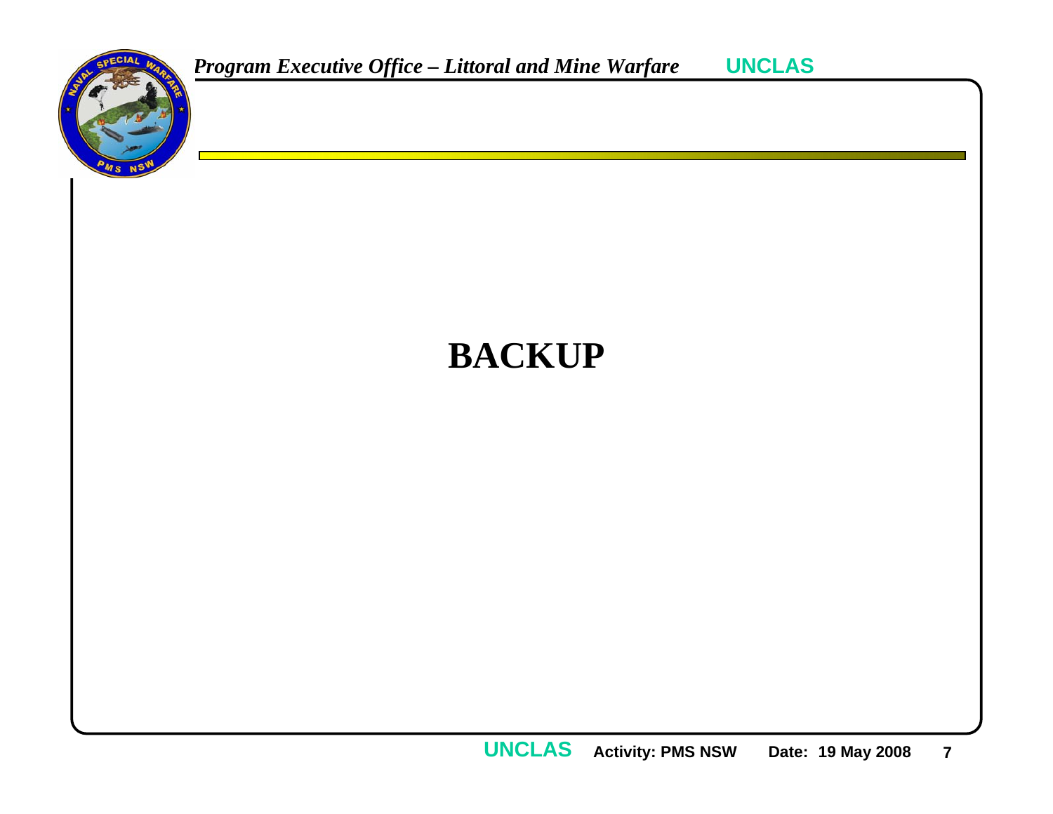# BACKUP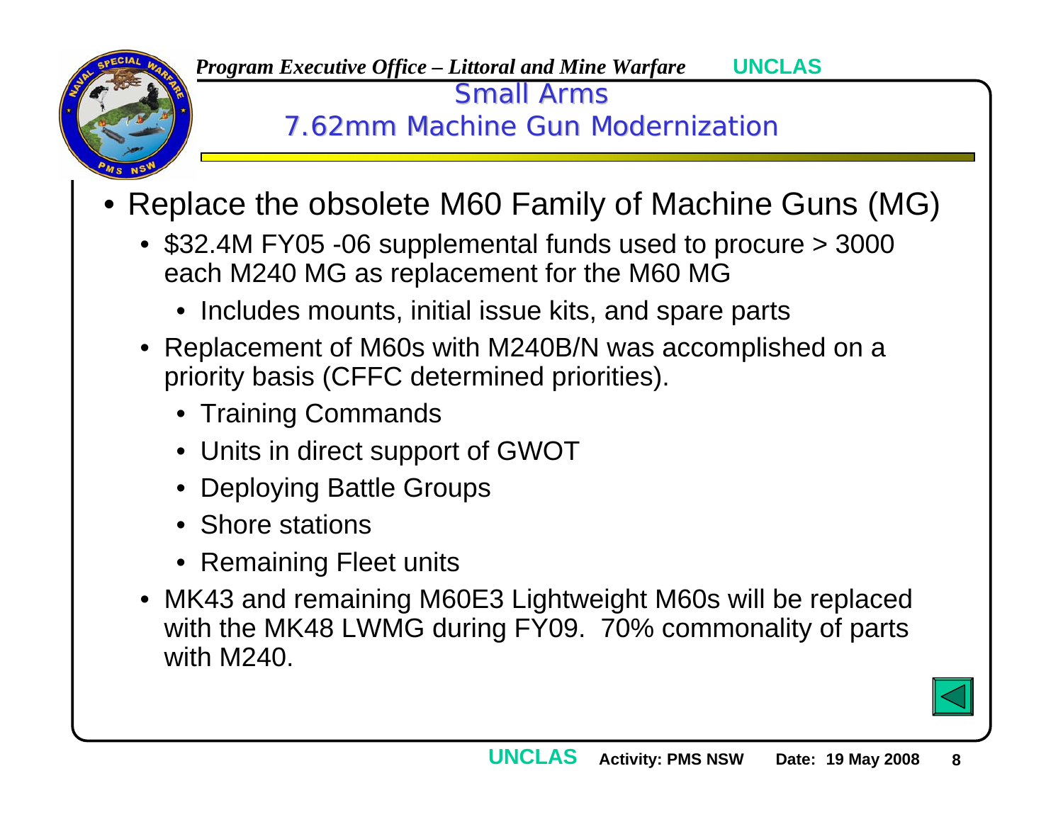# Small Arms
## 7.62mm Machine Gun Modernization

- Replace the obsolete M60 Family of Machine Guns (MG)
  - $32.4M FY05 -06 supplemental funds used to procure > 3000 each M240 MG as replacement for the M60 MG
    - Includes mounts, initial issue kits, and spare parts
  - Replacement of M60s with M240B/N was accomplished on a priority basis (CFFC determined priorities).
    - Training Commands
    - Units in direct support of GWOT
    - Deploying Battle Groups
    - Shore stations
    - Remaining Fleet units
  - MK43 and remaining M60E3 Lightweight M60s will be replaced with the MK48 LWMG during FY09. 70% commonality of parts with M240.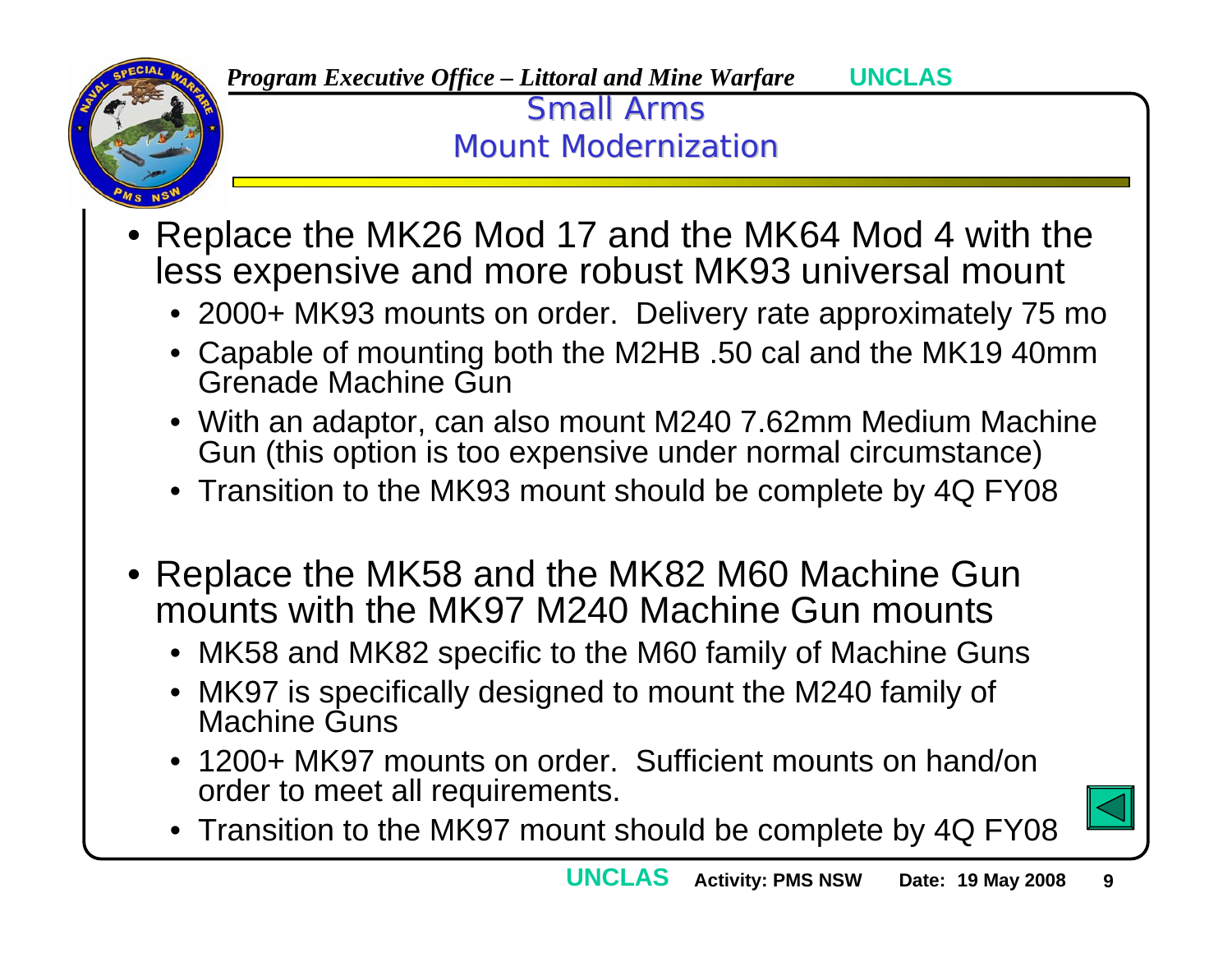# Small Arms Mount Modernization

- Replace the MK26 Mod 17 and the MK64 Mod 4 with the less expensive and more robust MK93 universal mount
  - 2000+ MK93 mounts on order. Delivery rate approximately 75 mo
  - Capable of mounting both the M2HB .50 cal and the MK19 40mm Grenade Machine Gun
  - With an adaptor, can also mount M240 7.62mm Medium Machine Gun (this option is too expensive under normal circumstance)
  - Transition to the MK93 mount should be complete by 4Q FY08

- Replace the MK58 and the MK82 M60 Machine Gun mounts with the MK97 M240 Machine Gun mounts
  - MK58 and MK82 specific to the M60 family of Machine Guns
  - MK97 is specifically designed to mount the M240 family of Machine Guns
  - 1200+ MK97 mounts on order. Sufficient mounts on hand/on order to meet all requirements.
  - Transition to the MK97 mount should be complete by 4Q FY08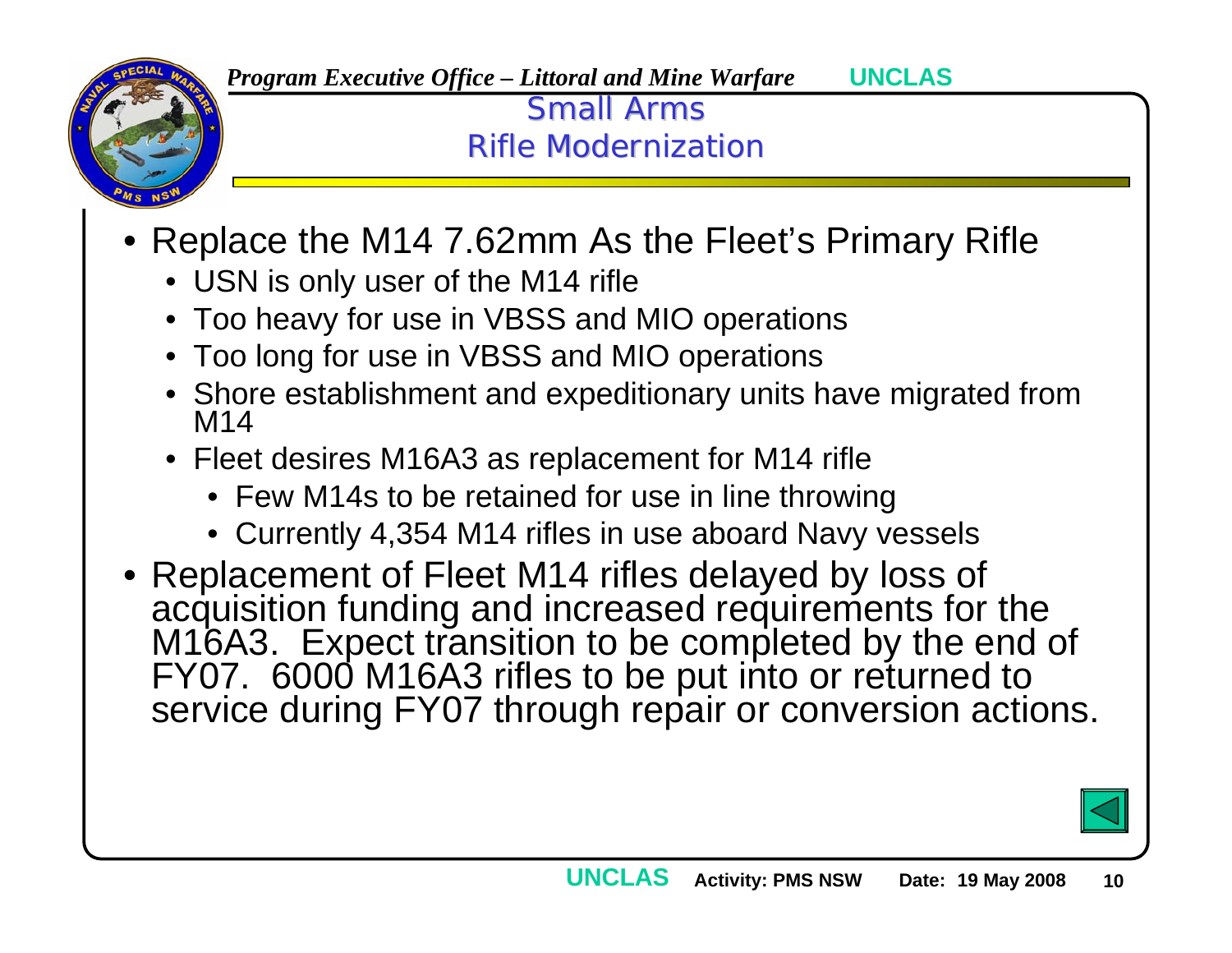# Small Arms
## Rifle Modernization

- Replace the M14 7.62mm As the Fleet's Primary Rifle
  - USN is only user of the M14 rifle
  - Too heavy for use in VBSS and MIO operations
  - Too long for use in VBSS and MIO operations
  - Shore establishment and expeditionary units have migrated from M14
  - Fleet desires M16A3 as replacement for M14 rifle
    - Few M14s to be retained for use in line throwing
    - Currently 4,354 M14 rifles in use aboard Navy vessels
- Replacement of Fleet M14 rifles delayed by loss of acquisition funding and increased requirements for the M16A3. Expect transition to be completed by the end of FY07. 6000 M16A3 rifles to be put into or returned to service during FY07 through repair or conversion actions.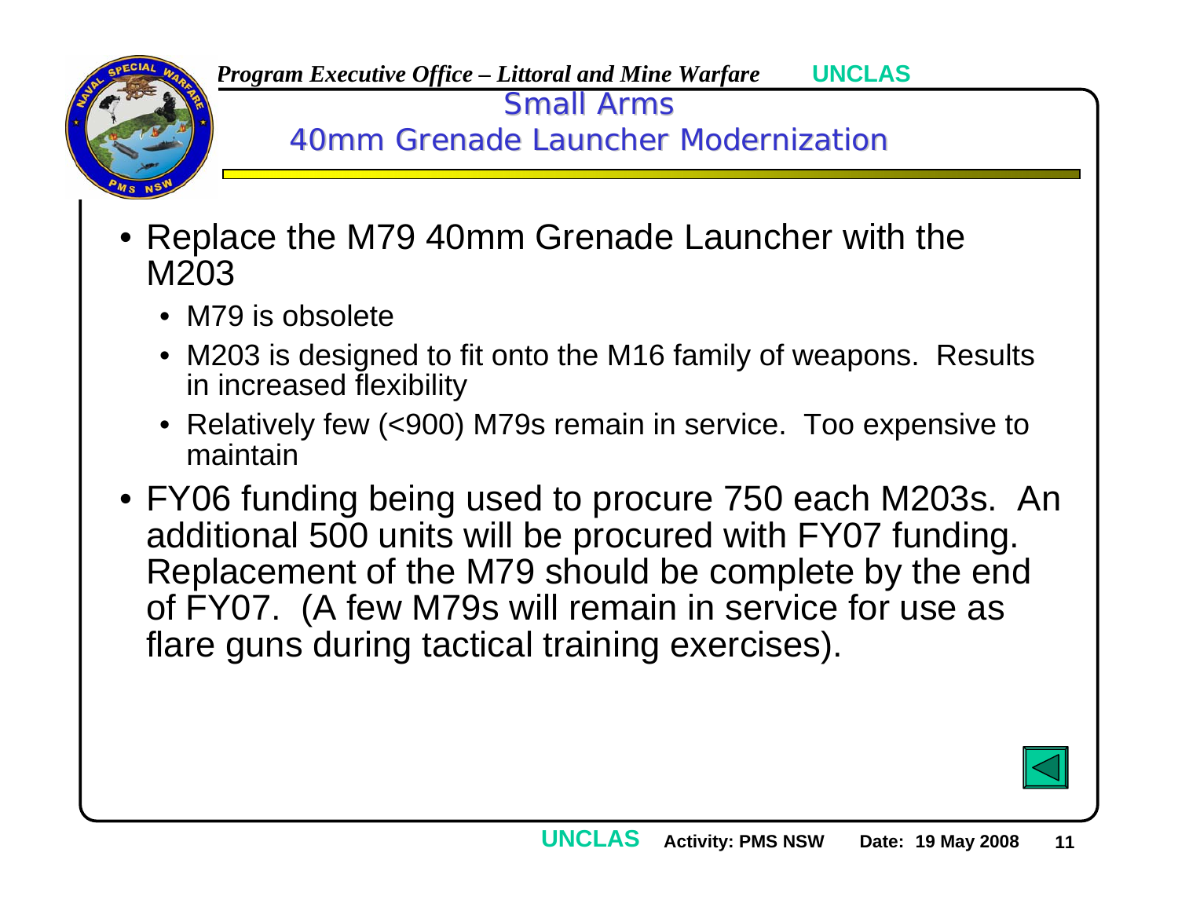# Small Arms

## 40mm Grenade Launcher Modernization

- Replace the M79 40mm Grenade Launcher with the M203
  - M79 is obsolete
  - M203 is designed to fit onto the M16 family of weapons. Results in increased flexibility
  - Relatively few (<900) M79s remain in service. Too expensive to maintain
- FY06 funding being used to procure 750 each M203s. An additional 500 units will be procured with FY07 funding. Replacement of the M79 should be complete by the end of FY07. (A few M79s will remain in service for use as flare guns during tactical training exercises).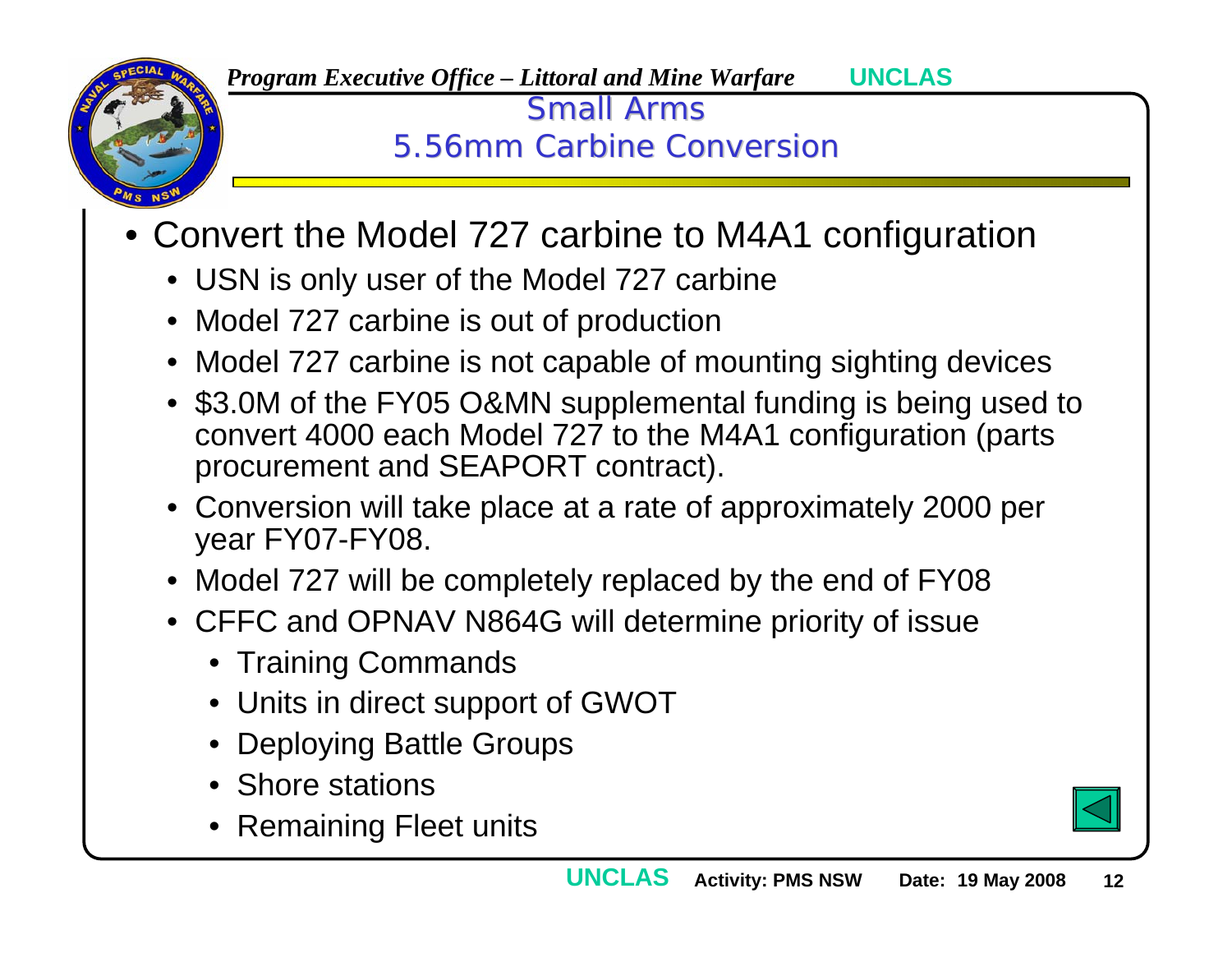# Small Arms

## 5.56mm Carbine Conversion

- Convert the Model 727 carbine to M4A1 configuration
  - USN is only user of the Model 727 carbine
  - Model 727 carbine is out of production
  - Model 727 carbine is not capable of mounting sighting devices
  - $3.0M of the FY05 O&MN supplemental funding is being used to convert 4000 each Model 727 to the M4A1 configuration (parts procurement and SEAPORT contract).
  - Conversion will take place at a rate of approximately 2000 per year FY07-FY08.
  - Model 727 will be completely replaced by the end of FY08
  - CFFC and OPNAV N864G will determine priority of issue
    - Training Commands
    - Units in direct support of GWOT
    - Deploying Battle Groups
    - Shore stations
    - Remaining Fleet units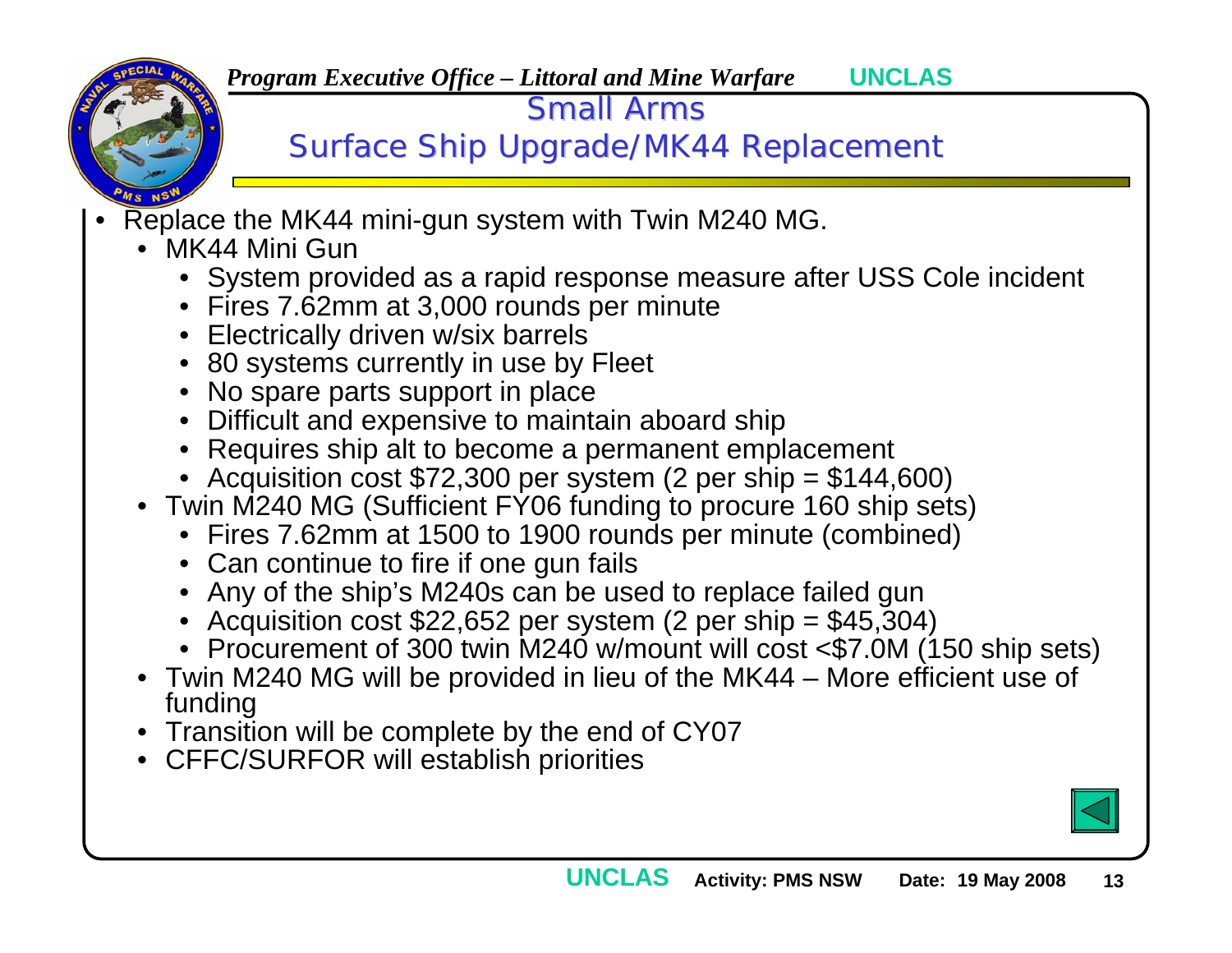## Small Arms

## Surface Ship Upgrade/MK44 Replacement

- Replace the MK44 mini-gun system with Twin M240 MG.
  - MK44 Mini Gun
    - System provided as a rapid response measure after USS Cole incident
    - Fires 7.62mm at 3,000 rounds per minute
    - Electrically driven w/six barrels
    - 80 systems currently in use by Fleet
    - No spare parts support in place
    - Difficult and expensive to maintain aboard ship
    - Requires ship alt to become a permanent emplacement
    - Acquisition cost $72,300 per system (2 per ship = $144,600)
  - Twin M240 MG (Sufficient FY06 funding to procure 160 ship sets)
    - Fires 7.62mm at 1500 to 1900 rounds per minute (combined)
    - Can continue to fire if one gun fails
    - Any of the ship's M240s can be used to replace failed gun
    - Acquisition cost $22,652 per system (2 per ship = $45,304)
    - Procurement of 300 twin M240 w/mount will cost <$7.0M (150 ship sets)
  - Twin M240 MG will be provided in lieu of the MK44 – More efficient use of funding
  - Transition will be complete by the end of CY07
  - CFFC/SURFOR will establish priorities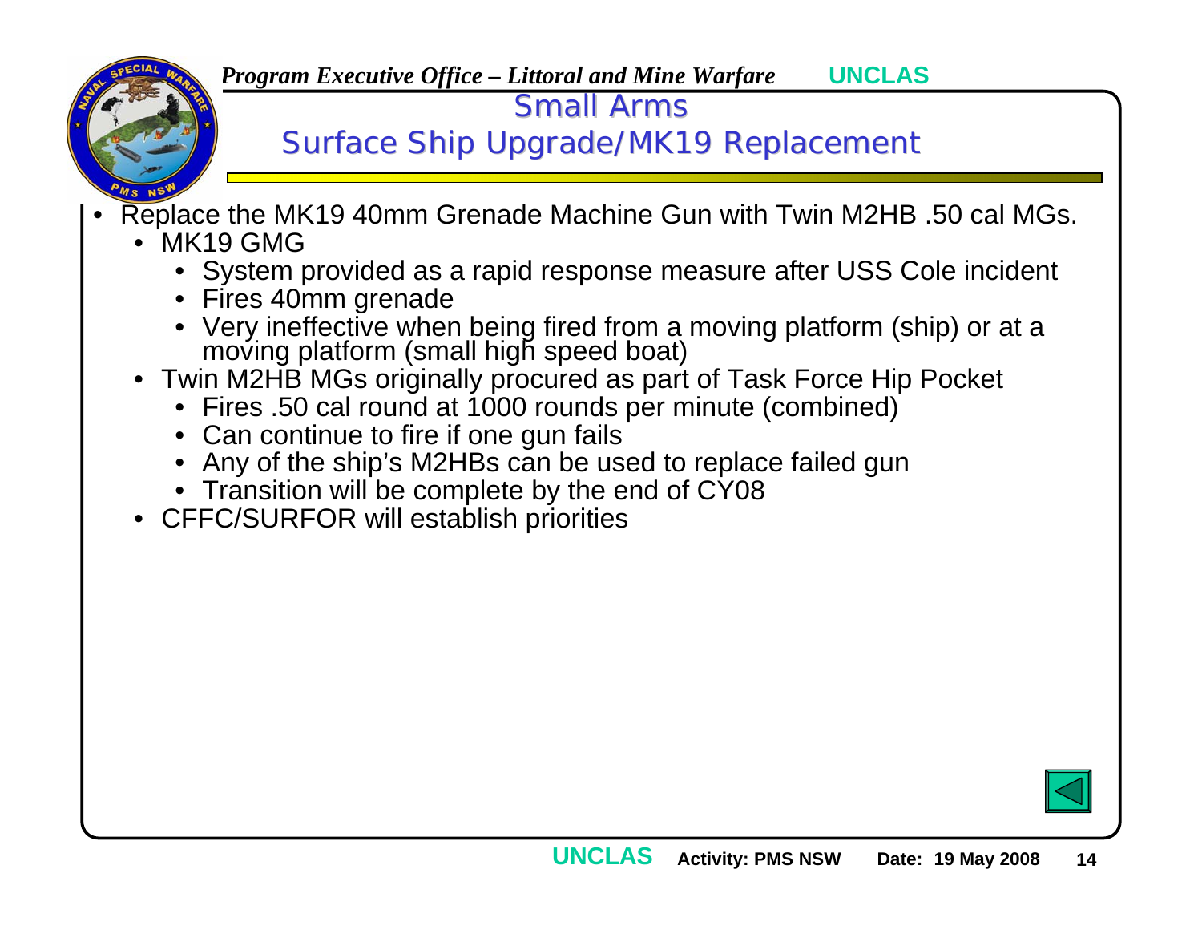# Small Arms

## Surface Ship Upgrade/MK19 Replacement

- Replace the MK19 40mm Grenade Machine Gun with Twin M2HB .50 cal MGs.
  - MK19 GMG
    - System provided as a rapid response measure after USS Cole incident
    - Fires 40mm grenade
    - Very ineffective when being fired from a moving platform (ship) or at a moving platform (small high speed boat)
  - Twin M2HB MGs originally procured as part of Task Force Hip Pocket
    - Fires .50 cal round at 1000 rounds per minute (combined)
    - Can continue to fire if one gun fails
    - Any of the ship's M2HBs can be used to replace failed gun
    - Transition will be complete by the end of CY08
  - CFFC/SURFOR will establish priorities